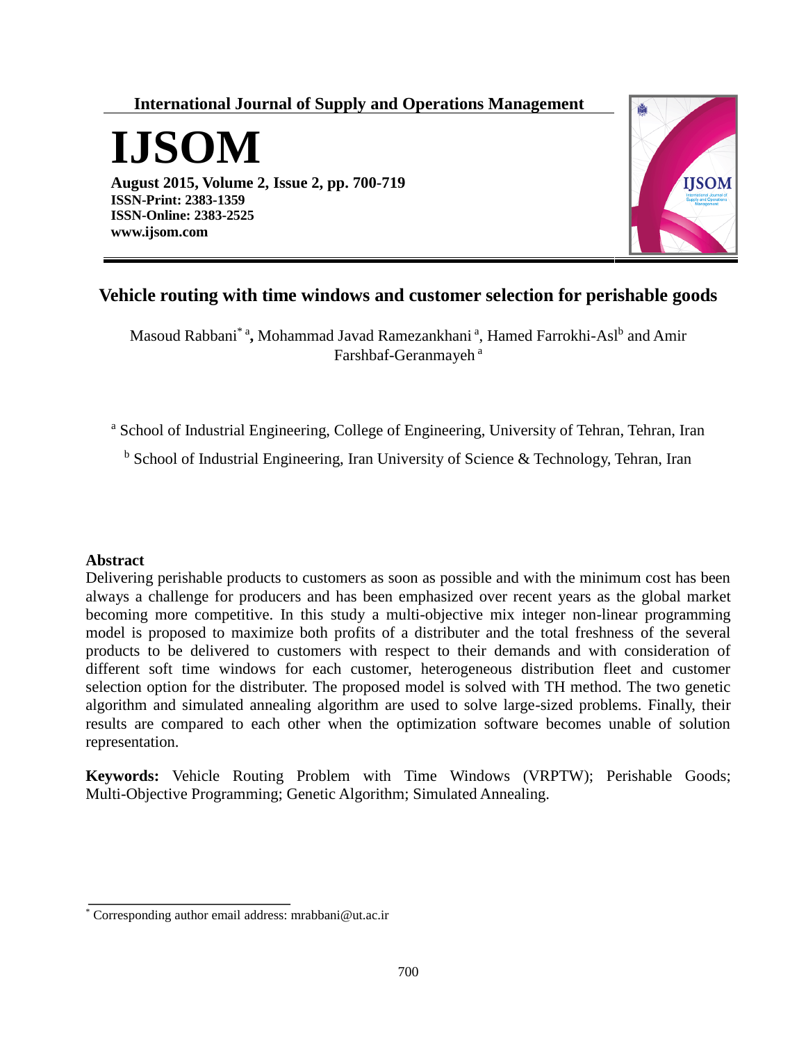**International Journal of Supply and Operations Management**

# IJSOM

**August 2015, Volume 2, Issue 2, pp. 700-719**
**ISSN-Print: 2383-1359**
**ISSN-Online: 2383-2525**
**www.ijsom.com**

## Vehicle routing with time windows and customer selection for perishable goods

Masoud Rabbani[* a], Mohammad Javad Ramezankhani [a], Hamed Farrokhi-Asl[b] and Amir Farshbaf-Geranmayeh [a]

[a] School of Industrial Engineering, College of Engineering, University of Tehran, Tehran, Iran

[b] School of Industrial Engineering, Iran University of Science & Technology, Tehran, Iran

**Abstract**

Delivering perishable products to customers as soon as possible and with the minimum cost has been always a challenge for producers and has been emphasized over recent years as the global market becoming more competitive. In this study a multi-objective mix integer non-linear programming model is proposed to maximize both profits of a distributer and the total freshness of the several products to be delivered to customers with respect to their demands and with consideration of different soft time windows for each customer, heterogeneous distribution fleet and customer selection option for the distributer. The proposed model is solved with TH method. The two genetic algorithm and simulated annealing algorithm are used to solve large-sized problems. Finally, their results are compared to each other when the optimization software becomes unable of solution representation.

**Keywords:** Vehicle Routing Problem with Time Windows (VRPTW); Perishable Goods; Multi-Objective Programming; Genetic Algorithm; Simulated Annealing.

[*] Corresponding author email address: mrabbani@ut.ac.ir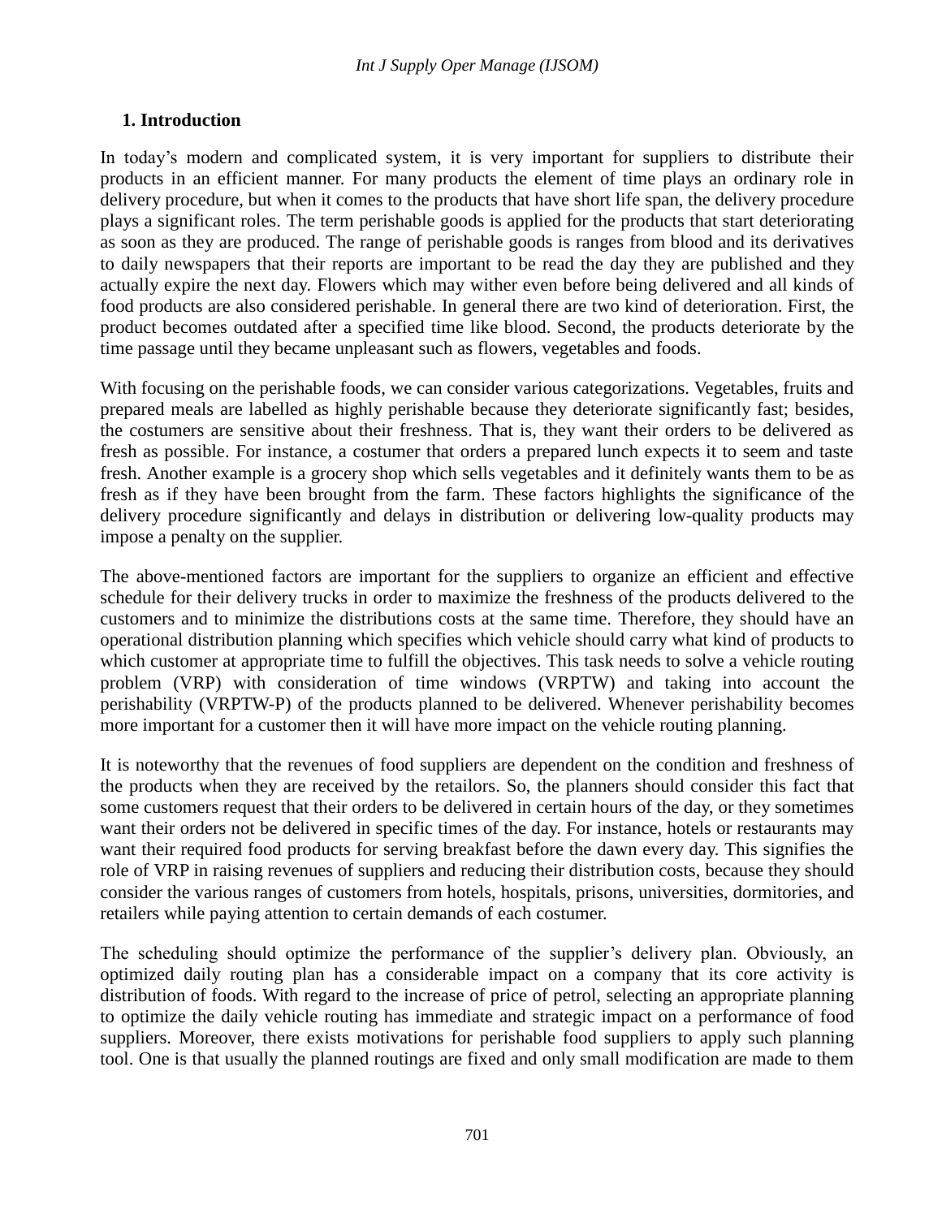## 1. Introduction

In today's modern and complicated system, it is very important for suppliers to distribute their products in an efficient manner. For many products the element of time plays an ordinary role in delivery procedure, but when it comes to the products that have short life span, the delivery procedure plays a significant roles. The term perishable goods is applied for the products that start deteriorating as soon as they are produced. The range of perishable goods is ranges from blood and its derivatives to daily newspapers that their reports are important to be read the day they are published and they actually expire the next day. Flowers which may wither even before being delivered and all kinds of food products are also considered perishable. In general there are two kind of deterioration. First, the product becomes outdated after a specified time like blood. Second, the products deteriorate by the time passage until they became unpleasant such as flowers, vegetables and foods.

With focusing on the perishable foods, we can consider various categorizations. Vegetables, fruits and prepared meals are labelled as highly perishable because they deteriorate significantly fast; besides, the costumers are sensitive about their freshness. That is, they want their orders to be delivered as fresh as possible. For instance, a costumer that orders a prepared lunch expects it to seem and taste fresh. Another example is a grocery shop which sells vegetables and it definitely wants them to be as fresh as if they have been brought from the farm. These factors highlights the significance of the delivery procedure significantly and delays in distribution or delivering low-quality products may impose a penalty on the supplier.

The above-mentioned factors are important for the suppliers to organize an efficient and effective schedule for their delivery trucks in order to maximize the freshness of the products delivered to the customers and to minimize the distributions costs at the same time. Therefore, they should have an operational distribution planning which specifies which vehicle should carry what kind of products to which customer at appropriate time to fulfill the objectives. This task needs to solve a vehicle routing problem (VRP) with consideration of time windows (VRPTW) and taking into account the perishability (VRPTW-P) of the products planned to be delivered. Whenever perishability becomes more important for a customer then it will have more impact on the vehicle routing planning.

It is noteworthy that the revenues of food suppliers are dependent on the condition and freshness of the products when they are received by the retailors. So, the planners should consider this fact that some customers request that their orders to be delivered in certain hours of the day, or they sometimes want their orders not be delivered in specific times of the day. For instance, hotels or restaurants may want their required food products for serving breakfast before the dawn every day. This signifies the role of VRP in raising revenues of suppliers and reducing their distribution costs, because they should consider the various ranges of customers from hotels, hospitals, prisons, universities, dormitories, and retailers while paying attention to certain demands of each costumer.

The scheduling should optimize the performance of the supplier's delivery plan. Obviously, an optimized daily routing plan has a considerable impact on a company that its core activity is distribution of foods. With regard to the increase of price of petrol, selecting an appropriate planning to optimize the daily vehicle routing has immediate and strategic impact on a performance of food suppliers. Moreover, there exists motivations for perishable food suppliers to apply such planning tool. One is that usually the planned routings are fixed and only small modification are made to them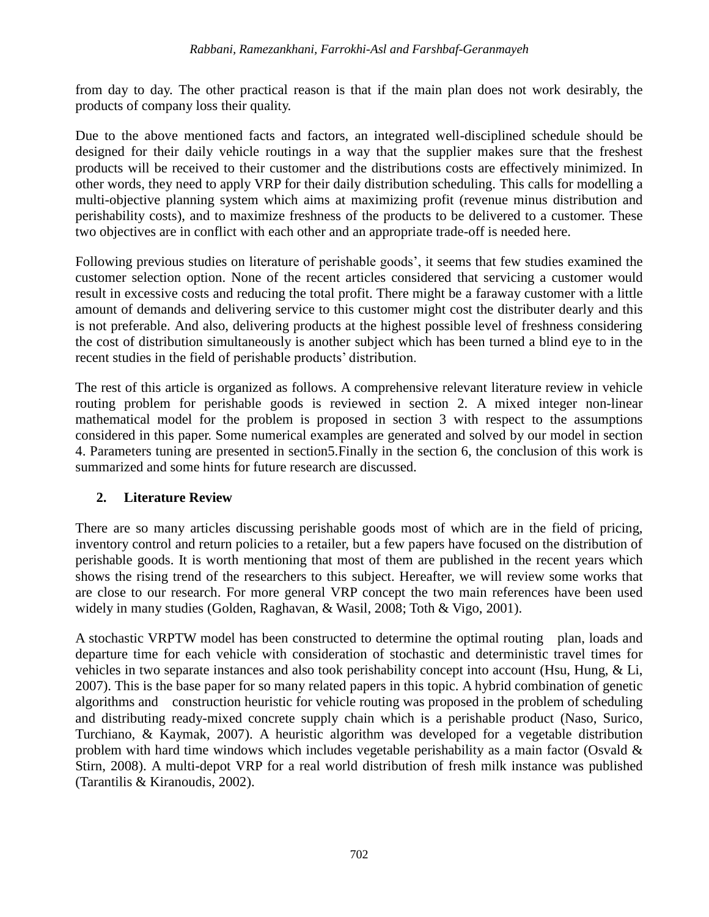from day to day. The other practical reason is that if the main plan does not work desirably, the products of company loss their quality.

Due to the above mentioned facts and factors, an integrated well-disciplined schedule should be designed for their daily vehicle routings in a way that the supplier makes sure that the freshest products will be received to their customer and the distributions costs are effectively minimized. In other words, they need to apply VRP for their daily distribution scheduling. This calls for modelling a multi-objective planning system which aims at maximizing profit (revenue minus distribution and perishability costs), and to maximize freshness of the products to be delivered to a customer. These two objectives are in conflict with each other and an appropriate trade-off is needed here.

Following previous studies on literature of perishable goods', it seems that few studies examined the customer selection option. None of the recent articles considered that servicing a customer would result in excessive costs and reducing the total profit. There might be a faraway customer with a little amount of demands and delivering service to this customer might cost the distributer dearly and this is not preferable. And also, delivering products at the highest possible level of freshness considering the cost of distribution simultaneously is another subject which has been turned a blind eye to in the recent studies in the field of perishable products' distribution.

The rest of this article is organized as follows. A comprehensive relevant literature review in vehicle routing problem for perishable goods is reviewed in section 2. A mixed integer non-linear mathematical model for the problem is proposed in section 3 with respect to the assumptions considered in this paper. Some numerical examples are generated and solved by our model in section 4. Parameters tuning are presented in section5.Finally in the section 6, the conclusion of this work is summarized and some hints for future research are discussed.

## 2. Literature Review

There are so many articles discussing perishable goods most of which are in the field of pricing, inventory control and return policies to a retailer, but a few papers have focused on the distribution of perishable goods. It is worth mentioning that most of them are published in the recent years which shows the rising trend of the researchers to this subject. Hereafter, we will review some works that are close to our research. For more general VRP concept the two main references have been used widely in many studies (Golden, Raghavan, & Wasil, 2008; Toth & Vigo, 2001).

A stochastic VRPTW model has been constructed to determine the optimal routing plan, loads and departure time for each vehicle with consideration of stochastic and deterministic travel times for vehicles in two separate instances and also took perishability concept into account (Hsu, Hung, & Li, 2007). This is the base paper for so many related papers in this topic. A hybrid combination of genetic algorithms and construction heuristic for vehicle routing was proposed in the problem of scheduling and distributing ready-mixed concrete supply chain which is a perishable product (Naso, Surico, Turchiano, & Kaymak, 2007). A heuristic algorithm was developed for a vegetable distribution problem with hard time windows which includes vegetable perishability as a main factor (Osvald & Stirn, 2008). A multi-depot VRP for a real world distribution of fresh milk instance was published (Tarantilis & Kiranoudis, 2002).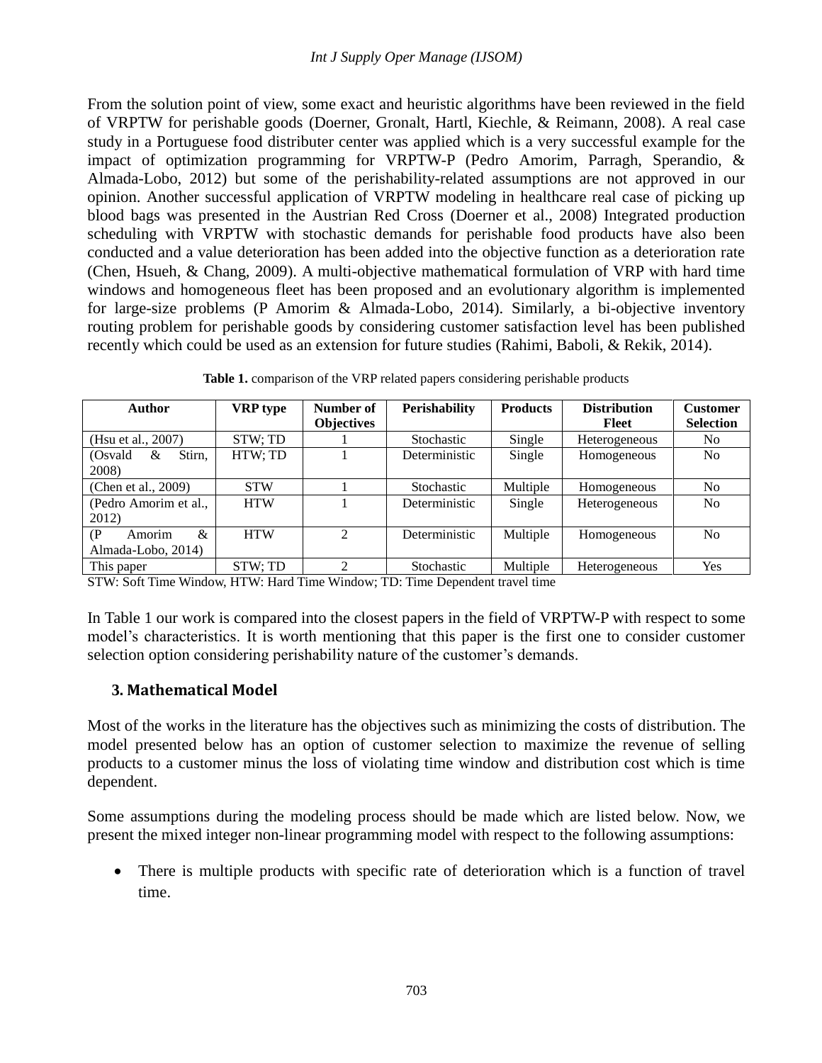From the solution point of view, some exact and heuristic algorithms have been reviewed in the field of VRPTW for perishable goods (Doerner, Gronalt, Hartl, Kiechle, & Reimann, 2008). A real case study in a Portuguese food distributer center was applied which is a very successful example for the impact of optimization programming for VRPTW-P (Pedro Amorim, Parragh, Sperandio, & Almada-Lobo, 2012) but some of the perishability-related assumptions are not approved in our opinion. Another successful application of VRPTW modeling in healthcare real case of picking up blood bags was presented in the Austrian Red Cross (Doerner et al., 2008) Integrated production scheduling with VRPTW with stochastic demands for perishable food products have also been conducted and a value deterioration has been added into the objective function as a deterioration rate (Chen, Hsueh, & Chang, 2009). A multi-objective mathematical formulation of VRP with hard time windows and homogeneous fleet has been proposed and an evolutionary algorithm is implemented for large-size problems (P Amorim & Almada-Lobo, 2014). Similarly, a bi-objective inventory routing problem for perishable goods by considering customer satisfaction level has been published recently which could be used as an extension for future studies (Rahimi, Baboli, & Rekik, 2014).

**Table 1.** comparison of the VRP related papers considering perishable products

| Author | VRP type | Number of Objectives | Perishability | Products | Distribution Fleet | Customer Selection |
|---|---|---|---|---|---|---|
| (Hsu et al., 2007) | STW; TD | 1 | Stochastic | Single | Heterogeneous | No |
| (Osvald & Stirn, 2008) | HTW; TD | 1 | Deterministic | Single | Homogeneous | No |
| (Chen et al., 2009) | STW | 1 | Stochastic | Multiple | Homogeneous | No |
| (Pedro Amorim et al., 2012) | HTW | 1 | Deterministic | Single | Heterogeneous | No |
| (P Amorim & Almada-Lobo, 2014) | HTW | 2 | Deterministic | Multiple | Homogeneous | No |
| This paper | STW; TD | 2 | Stochastic | Multiple | Heterogeneous | Yes |

STW: Soft Time Window, HTW: Hard Time Window; TD: Time Dependent travel time

In Table 1 our work is compared into the closest papers in the field of VRPTW-P with respect to some model's characteristics. It is worth mentioning that this paper is the first one to consider customer selection option considering perishability nature of the customer's demands.

## 3. Mathematical Model

Most of the works in the literature has the objectives such as minimizing the costs of distribution. The model presented below has an option of customer selection to maximize the revenue of selling products to a customer minus the loss of violating time window and distribution cost which is time dependent.

Some assumptions during the modeling process should be made which are listed below. Now, we present the mixed integer non-linear programming model with respect to the following assumptions:

- There is multiple products with specific rate of deterioration which is a function of travel time.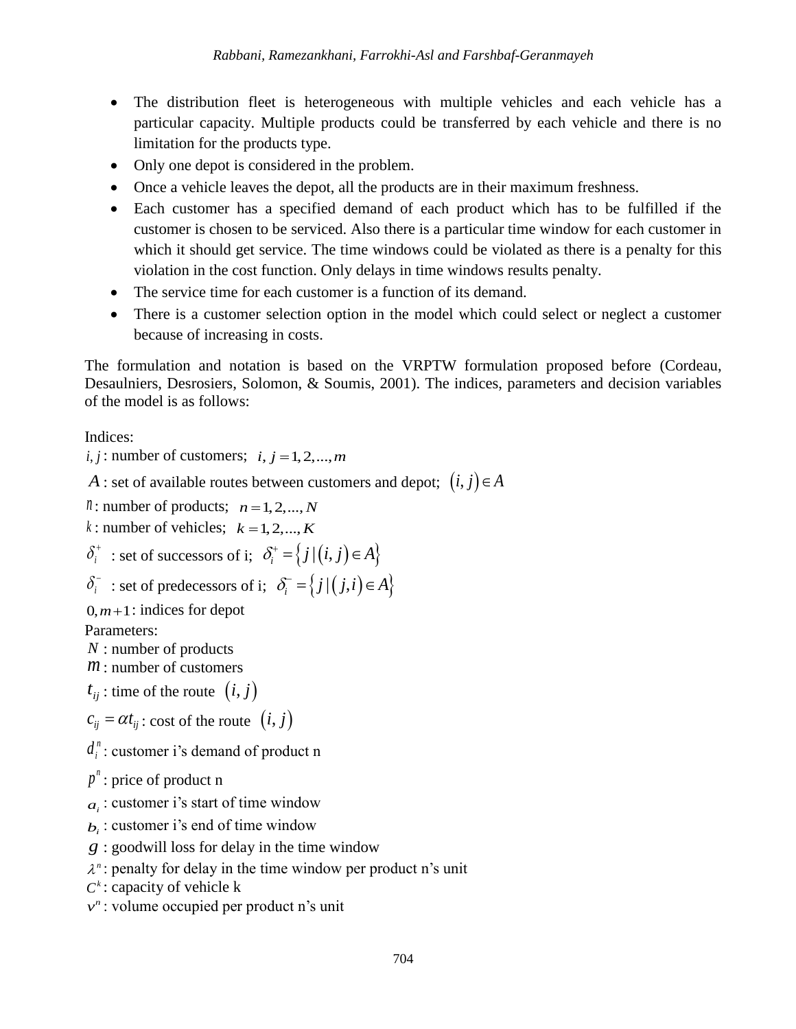- The distribution fleet is heterogeneous with multiple vehicles and each vehicle has a particular capacity. Multiple products could be transferred by each vehicle and there is no limitation for the products type.
- Only one depot is considered in the problem.
- Once a vehicle leaves the depot, all the products are in their maximum freshness.
- Each customer has a specified demand of each product which has to be fulfilled if the customer is chosen to be serviced. Also there is a particular time window for each customer in which it should get service. The time windows could be violated as there is a penalty for this violation in the cost function. Only delays in time windows results penalty.
- The service time for each customer is a function of its demand.
- There is a customer selection option in the model which could select or neglect a customer because of increasing in costs.

The formulation and notation is based on the VRPTW formulation proposed before (Cordeau, Desaulniers, Desrosiers, Solomon, & Soumis, 2001). The indices, parameters and decision variables of the model is as follows:

Indices:

$i, j$ : number of customers; $i, j = 1, 2, ..., m$

$A$ : set of available routes between customers and depot; $(i, j) \in A$

$n$ : number of products; $n = 1, 2, ..., N$

$k$ : number of vehicles; $k = 1, 2, ..., K$

$\delta_i^+$ : set of successors of i; $\delta_i^+ = \{ j \mid (i, j) \in A \}$

$\delta_i^-$ : set of predecessors of i; $\delta_i^- = \{ j \mid (j, i) \in A \}$

$0, m+1$ : indices for depot

Parameters:

$N$ : number of products

$m$ : number of customers

$t_{ij}$ : time of the route $(i, j)$

$c_{ij} = \alpha t_{ij}$ : cost of the route $(i, j)$

$d_i^n$ : customer i's demand of product n

$p^n$ : price of product n

$a_i$ : customer i's start of time window

$b_i$ : customer i's end of time window

$g$ : goodwill loss for delay in the time window

$\lambda^n$ : penalty for delay in the time window per product n's unit

$C^k$ : capacity of vehicle k

$v^n$ : volume occupied per product n's unit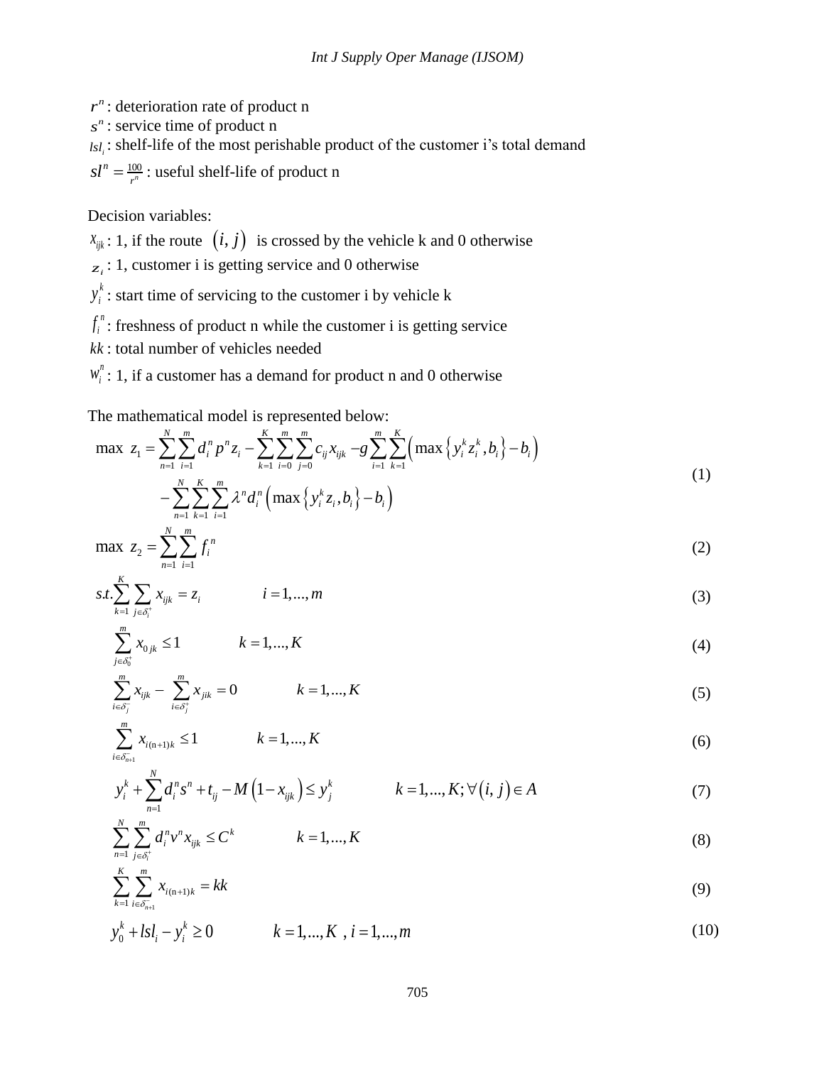$r^n$ : deterioration rate of product n

$s^n$ : service time of product n

$lsl_i$ : shelf-life of the most perishable product of the customer i's total demand

$sl^n = \frac{100}{r^n}$ : useful shelf-life of product n

Decision variables:

$x_{ijk}$ : 1, if the route $(i, j)$ is crossed by the vehicle k and 0 otherwise

$z_i$ : 1, customer i is getting service and 0 otherwise

$y_i^k$ : start time of servicing to the customer i by vehicle k

$f_i^n$ : freshness of product n while the customer i is getting service

$kk$ : total number of vehicles needed

$w_i^n$ : 1, if a customer has a demand for product n and 0 otherwise

The mathematical model is represented below:

$$
\begin{aligned}
\max\ z_1 = & \sum_{n=1}^{N}\sum_{i=1}^{m} d_i^n p^n z_i - \sum_{k=1}^{K}\sum_{i=0}^{m}\sum_{j=0}^{m} c_{ij} x_{ijk} - g\sum_{i=1}^{m}\sum_{k=1}^{K}\left(\max\left\{y_i^k z_i^k, b_i\right\} - b_i\right) \\
& - \sum_{n=1}^{N}\sum_{k=1}^{K}\sum_{i=1}^{m} \lambda^n d_i^n \left(\max\left\{y_i^k z_i, b_i\right\} - b_i\right)
\end{aligned} \tag{1}
$$

$$
\max\ z_2 = \sum_{n=1}^{N}\sum_{i=1}^{m} f_i^n \tag{2}
$$

$$
s.t. \sum_{k=1}^{K}\sum_{j\in\delta_i^+} x_{ijk} = z_i \qquad i = 1,\ldots,m \tag{3}
$$

$$
\sum_{j\in\delta_0^+}^{m} x_{0jk} \le 1 \qquad k = 1,\ldots,K \tag{4}
$$

$$
\sum_{i\in\delta_j^-}^{m} x_{ijk} - \sum_{i\in\delta_j^+}^{m} x_{jik} = 0 \qquad k = 1,\ldots,K \tag{5}
$$

$$
\sum_{i\in\delta_{n+1}^-}^{m} x_{i(n+1)k} \le 1 \qquad k = 1,\ldots,K \tag{6}
$$

$$
y_i^k + \sum_{n=1}^{N} d_i^n s^n + t_{ij} - M\left(1 - x_{ijk}\right) \le y_j^k \qquad k = 1,\ldots,K; \forall (i, j) \in A \tag{7}
$$

$$
\sum_{n=1}^{N}\sum_{j\in\delta_i^+}^{m} d_i^n v^n x_{ijk} \le C^k \qquad k = 1,\ldots,K \tag{8}
$$

$$
\sum_{k=1}^{K}\sum_{i\in\delta_{n+1}^-}^{m} x_{i(n+1)k} = kk \tag{9}
$$

$$
y_0^k + lsl_i - y_i^k \ge 0 \qquad k = 1,\ldots,K\ ,\ i = 1,\ldots,m \tag{10}
$$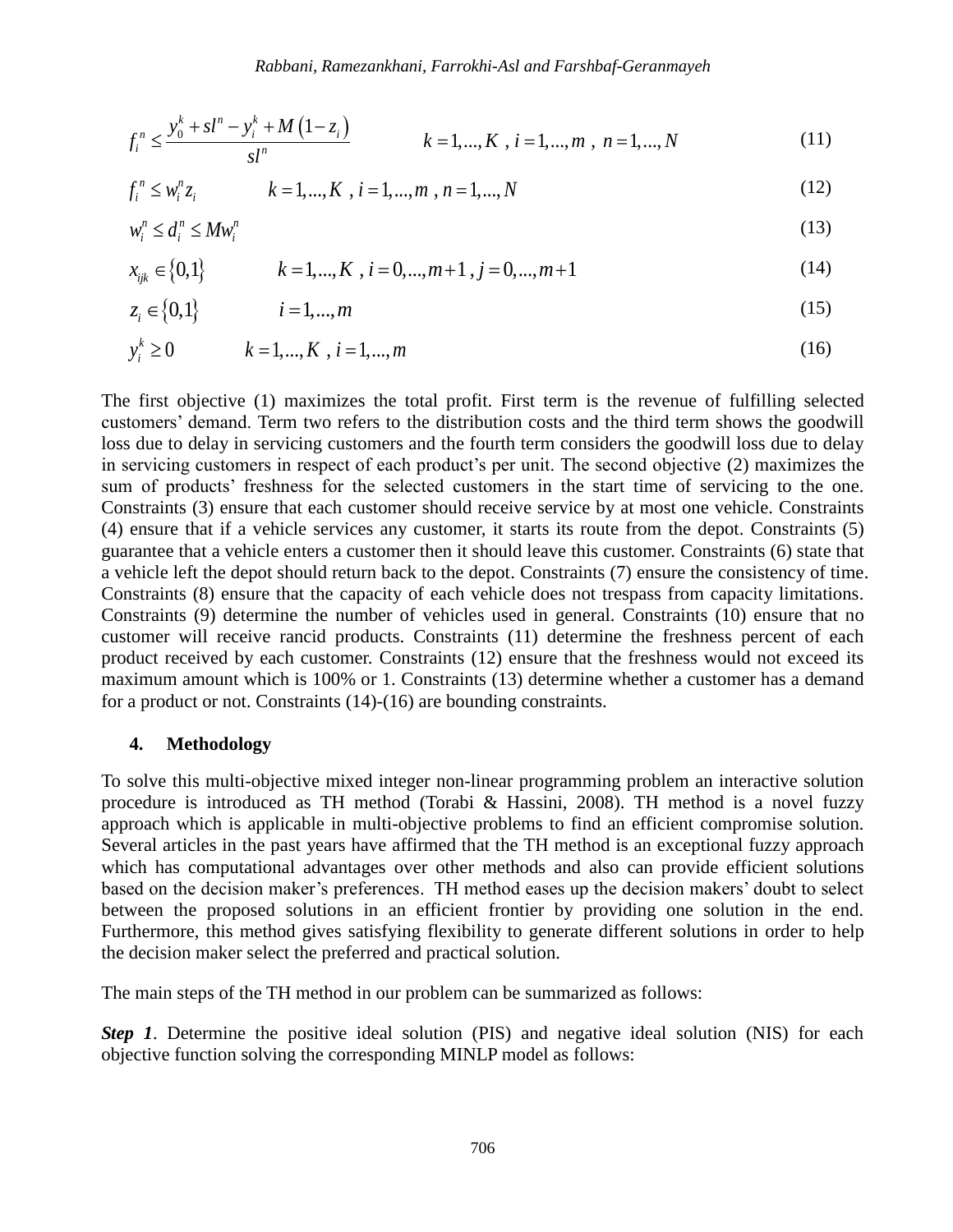$$f_i^n \leq \frac{y_0^k + sl^n - y_i^k + M\left(1 - z_i\right)}{sl^n} \qquad k = 1,...,K \ , \ i = 1,...,m \ , \ n = 1,...,N \tag{11}$$

$$f_i^n \leq w_i^n z_i \qquad k = 1,...,K \ , \ i = 1,...,m \ , \ n = 1,...,N \tag{12}$$

$$w_i^n \leq d_i^n \leq M w_i^n \tag{13}$$

$$x_{ijk} \in \{0,1\} \qquad k = 1,...,K \ , \ i = 0,...,m+1 \ , \ j = 0,...,m+1 \tag{14}$$

$$z_i \in \{0,1\} \qquad i = 1,...,m \tag{15}$$

$$y_i^k \geq 0 \qquad k = 1,...,K \ , \ i = 1,...,m \tag{16}$$

The first objective (1) maximizes the total profit. First term is the revenue of fulfilling selected customers' demand. Term two refers to the distribution costs and the third term shows the goodwill loss due to delay in servicing customers and the fourth term considers the goodwill loss due to delay in servicing customers in respect of each product's per unit. The second objective (2) maximizes the sum of products' freshness for the selected customers in the start time of servicing to the one. Constraints (3) ensure that each customer should receive service by at most one vehicle. Constraints (4) ensure that if a vehicle services any customer, it starts its route from the depot. Constraints (5) guarantee that a vehicle enters a customer then it should leave this customer. Constraints (6) state that a vehicle left the depot should return back to the depot. Constraints (7) ensure the consistency of time. Constraints (8) ensure that the capacity of each vehicle does not trespass from capacity limitations. Constraints (9) determine the number of vehicles used in general. Constraints (10) ensure that no customer will receive rancid products. Constraints (11) determine the freshness percent of each product received by each customer. Constraints (12) ensure that the freshness would not exceed its maximum amount which is 100% or 1. Constraints (13) determine whether a customer has a demand for a product or not. Constraints (14)-(16) are bounding constraints.

## 4. Methodology

To solve this multi-objective mixed integer non-linear programming problem an interactive solution procedure is introduced as TH method (Torabi & Hassini, 2008). TH method is a novel fuzzy approach which is applicable in multi-objective problems to find an efficient compromise solution. Several articles in the past years have affirmed that the TH method is an exceptional fuzzy approach which has computational advantages over other methods and also can provide efficient solutions based on the decision maker's preferences. TH method eases up the decision makers' doubt to select between the proposed solutions in an efficient frontier by providing one solution in the end. Furthermore, this method gives satisfying flexibility to generate different solutions in order to help the decision maker select the preferred and practical solution.

The main steps of the TH method in our problem can be summarized as follows:

***Step 1***. Determine the positive ideal solution (PIS) and negative ideal solution (NIS) for each objective function solving the corresponding MINLP model as follows: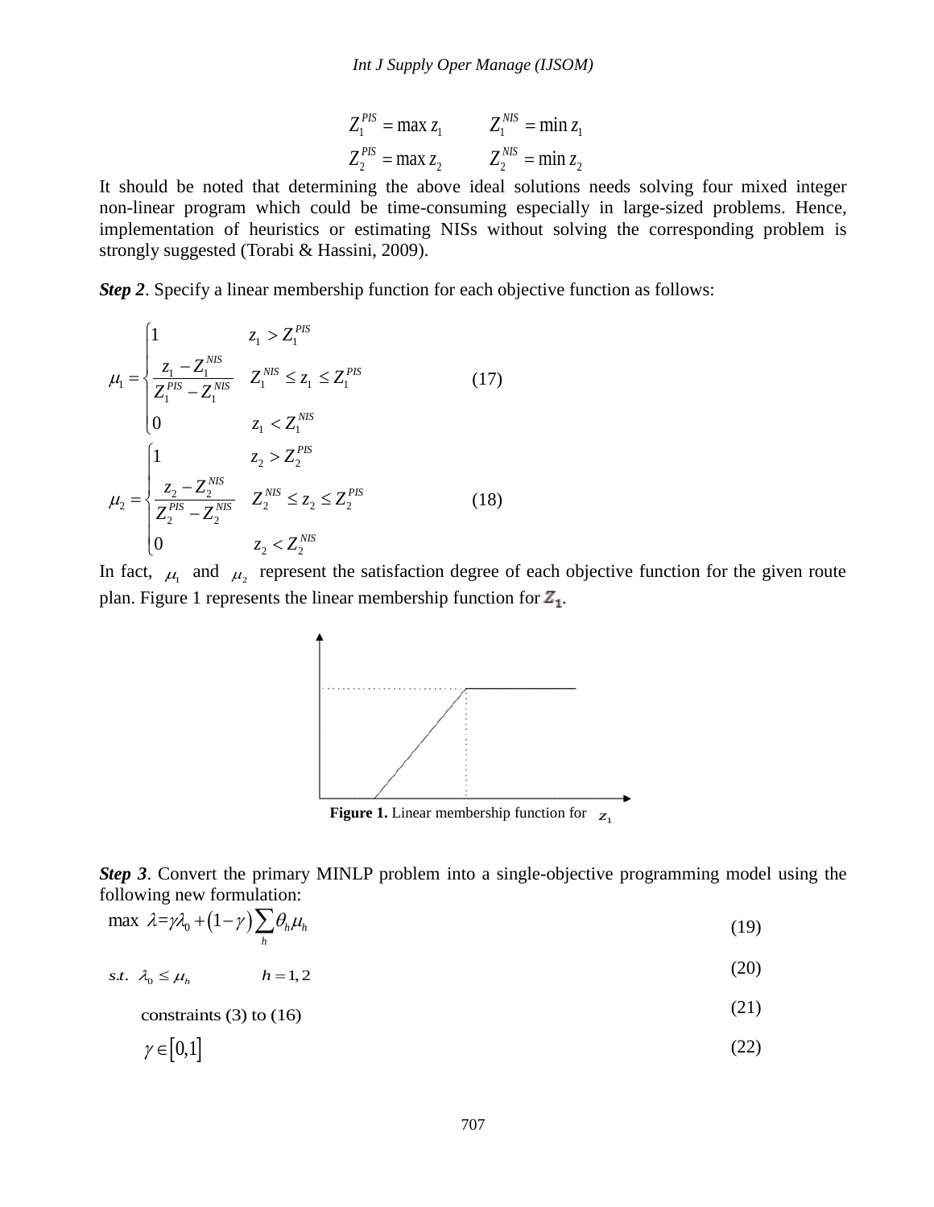$$Z_1^{PIS} = \max z_1 \qquad Z_1^{NIS} = \min z_1$$
$$Z_2^{PIS} = \max z_2 \qquad Z_2^{NIS} = \min z_2$$

It should be noted that determining the above ideal solutions needs solving four mixed integer non-linear program which could be time-consuming especially in large-sized problems. Hence, implementation of heuristics or estimating NISs without solving the corresponding problem is strongly suggested (Torabi & Hassini, 2009).

***Step 2***. Specify a linear membership function for each objective function as follows:

$$\mu_1 = \begin{cases} 1 & z_1 > Z_1^{PIS} \\ \dfrac{z_1 - Z_1^{NIS}}{Z_1^{PIS} - Z_1^{NIS}} & Z_1^{NIS} \le z_1 \le Z_1^{PIS} \\ 0 & z_1 < Z_1^{NIS} \end{cases} \tag{17}$$

$$\mu_2 = \begin{cases} 1 & z_2 > Z_2^{PIS} \\ \dfrac{z_2 - Z_2^{NIS}}{Z_2^{PIS} - Z_2^{NIS}} & Z_2^{NIS} \le z_2 \le Z_2^{PIS} \\ 0 & z_2 < Z_2^{NIS} \end{cases} \tag{18}$$

In fact, $\mu_1$ and $\mu_2$ represent the satisfaction degree of each objective function for the given route plan. Figure 1 represents the linear membership function for $Z_1$.

**Figure 1.** Linear membership function for $z_1$

***Step 3***. Convert the primary MINLP problem into a single-objective programming model using the following new formulation:

$$\max \ \lambda = \gamma\lambda_0 + (1-\gamma)\sum_h \theta_h \mu_h \tag{19}$$

$$s.t. \ \ \lambda_0 \le \mu_h \qquad h = 1,2 \tag{20}$$

$$\text{constraints (3) to (16)} \tag{21}$$

$$\gamma \in [0,1] \tag{22}$$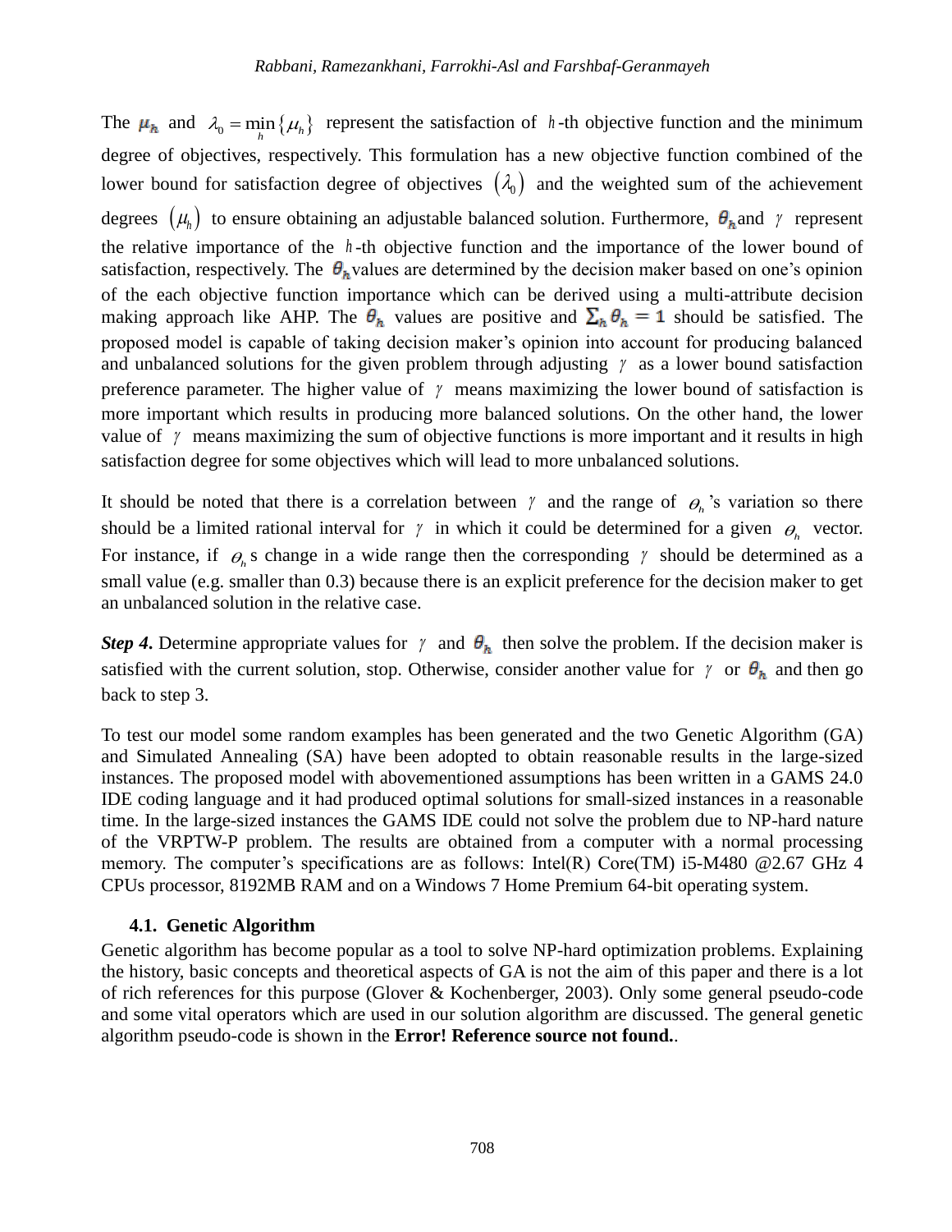The $\mu_h$ and $\lambda_0 = \min_h \{\mu_h\}$ represent the satisfaction of $h$-th objective function and the minimum degree of objectives, respectively. This formulation has a new objective function combined of the lower bound for satisfaction degree of objectives $(\lambda_0)$ and the weighted sum of the achievement degrees $(\mu_h)$ to ensure obtaining an adjustable balanced solution. Furthermore, $\theta_h$ and $\gamma$ represent the relative importance of the $h$-th objective function and the importance of the lower bound of satisfaction, respectively. The $\theta_h$ values are determined by the decision maker based on one's opinion of the each objective function importance which can be derived using a multi-attribute decision making approach like AHP. The $\theta_h$ values are positive and $\sum_h \theta_h = 1$ should be satisfied. The proposed model is capable of taking decision maker's opinion into account for producing balanced and unbalanced solutions for the given problem through adjusting $\gamma$ as a lower bound satisfaction preference parameter. The higher value of $\gamma$ means maximizing the lower bound of satisfaction is more important which results in producing more balanced solutions. On the other hand, the lower value of $\gamma$ means maximizing the sum of objective functions is more important and it results in high satisfaction degree for some objectives which will lead to more unbalanced solutions.

It should be noted that there is a correlation between $\gamma$ and the range of $\theta_h$'s variation so there should be a limited rational interval for $\gamma$ in which it could be determined for a given $\theta_h$ vector. For instance, if $\theta_h$ s change in a wide range then the corresponding $\gamma$ should be determined as a small value (e.g. smaller than 0.3) because there is an explicit preference for the decision maker to get an unbalanced solution in the relative case.

***Step 4*.** Determine appropriate values for $\gamma$ and $\theta_h$ then solve the problem. If the decision maker is satisfied with the current solution, stop. Otherwise, consider another value for $\gamma$ or $\theta_h$ and then go back to step 3.

To test our model some random examples has been generated and the two Genetic Algorithm (GA) and Simulated Annealing (SA) have been adopted to obtain reasonable results in the large-sized instances. The proposed model with abovementioned assumptions has been written in a GAMS 24.0 IDE coding language and it had produced optimal solutions for small-sized instances in a reasonable time. In the large-sized instances the GAMS IDE could not solve the problem due to NP-hard nature of the VRPTW-P problem. The results are obtained from a computer with a normal processing memory. The computer's specifications are as follows: Intel(R) Core(TM) i5-M480 @2.67 GHz 4 CPUs processor, 8192MB RAM and on a Windows 7 Home Premium 64-bit operating system.

### 4.1. Genetic Algorithm

Genetic algorithm has become popular as a tool to solve NP-hard optimization problems. Explaining the history, basic concepts and theoretical aspects of GA is not the aim of this paper and there is a lot of rich references for this purpose (Glover & Kochenberger, 2003). Only some general pseudo-code and some vital operators which are used in our solution algorithm are discussed. The general genetic algorithm pseudo-code is shown in the **Error! Reference source not found.**.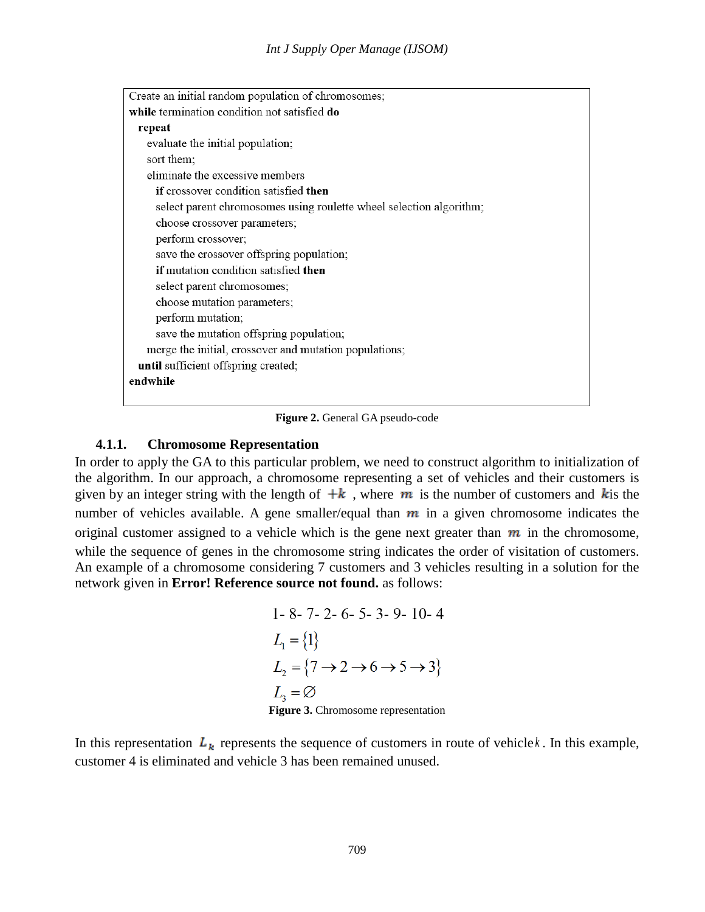```
Create an initial random population of chromosomes;
while termination condition not satisfied do
  repeat
    evaluate the initial population;
    sort them;
    eliminate the excessive members
      if crossover condition satisfied then
      select parent chromosomes using roulette wheel selection algorithm;
      choose crossover parameters;
      perform crossover;
      save the crossover offspring population;
      if mutation condition satisfied then
      select parent chromosomes;
      choose mutation parameters;
      perform mutation;
      save the mutation offspring population;
    merge the initial, crossover and mutation populations;
  until sufficient offspring created;
endwhile
```

**Figure 2.** General GA pseudo-code

#### 4.1.1. Chromosome Representation

In order to apply the GA to this particular problem, we need to construct algorithm to initialization of the algorithm. In our approach, a chromosome representing a set of vehicles and their customers is given by an integer string with the length of $+k$ , where $m$ is the number of customers and $k$is the number of vehicles available. A gene smaller/equal than $m$ in a given chromosome indicates the original customer assigned to a vehicle which is the gene next greater than $m$ in the chromosome, while the sequence of genes in the chromosome string indicates the order of visitation of customers. An example of a chromosome considering 7 customers and 3 vehicles resulting in a solution for the network given in **Error! Reference source not found.** as follows:

$$1\text{- }8\text{- }7\text{- }2\text{- }6\text{- }5\text{- }3\text{- }9\text{- }10\text{- }4$$

$$L_1 = \{1\}$$

$$L_2 = \{7 \rightarrow 2 \rightarrow 6 \rightarrow 5 \rightarrow 3\}$$

$$L_3 = \varnothing$$

**Figure 3.** Chromosome representation

In this representation $L_k$ represents the sequence of customers in route of vehicle $k$ . In this example, customer 4 is eliminated and vehicle 3 has been remained unused.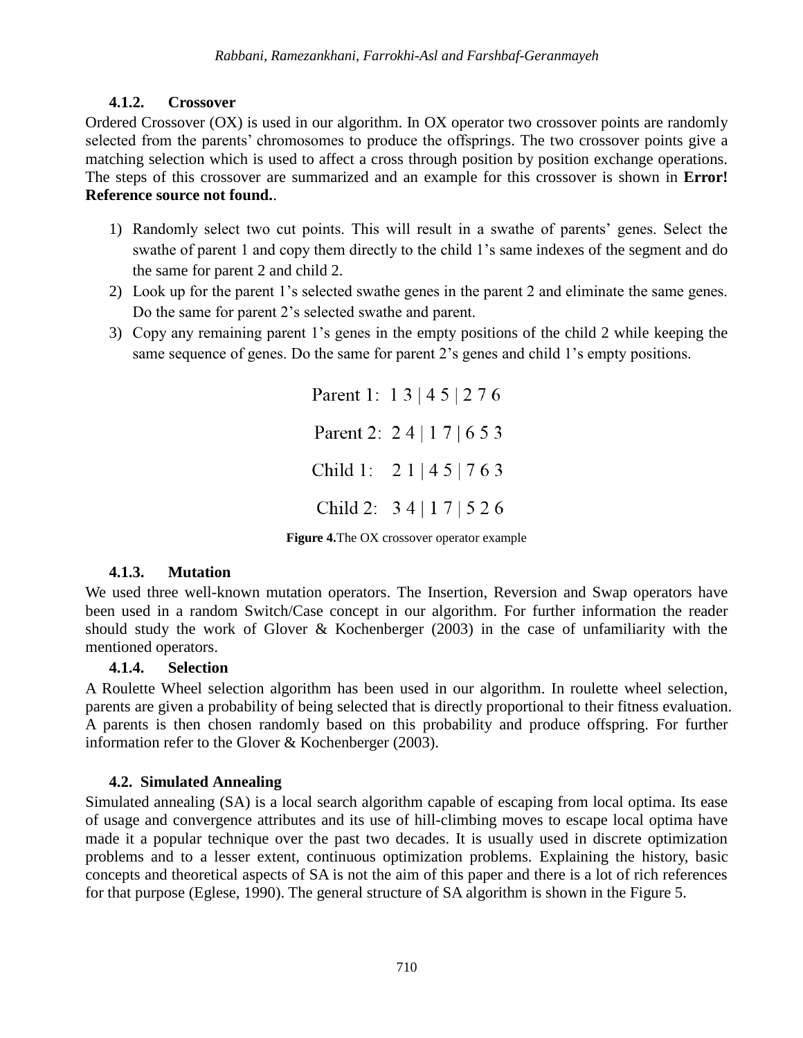#### 4.1.2. Crossover

Ordered Crossover (OX) is used in our algorithm. In OX operator two crossover points are randomly selected from the parents' chromosomes to produce the offsprings. The two crossover points give a matching selection which is used to affect a cross through position by position exchange operations. The steps of this crossover are summarized and an example for this crossover is shown in **Error! Reference source not found.**.

1) Randomly select two cut points. This will result in a swathe of parents' genes. Select the swathe of parent 1 and copy them directly to the child 1's same indexes of the segment and do the same for parent 2 and child 2.
2) Look up for the parent 1's selected swathe genes in the parent 2 and eliminate the same genes. Do the same for parent 2's selected swathe and parent.
3) Copy any remaining parent 1's genes in the empty positions of the child 2 while keeping the same sequence of genes. Do the same for parent 2's genes and child 1's empty positions.

Parent 1: 1 3 | 4 5 | 2 7 6

Parent 2: 2 4 | 1 7 | 6 5 3

Child 1: 2 1 | 4 5 | 7 6 3

Child 2: 3 4 | 1 7 | 5 2 6

**Figure 4.** The OX crossover operator example

#### 4.1.3. Mutation

We used three well-known mutation operators. The Insertion, Reversion and Swap operators have been used in a random Switch/Case concept in our algorithm. For further information the reader should study the work of Glover & Kochenberger (2003) in the case of unfamiliarity with the mentioned operators.

#### 4.1.4. Selection

A Roulette Wheel selection algorithm has been used in our algorithm. In roulette wheel selection, parents are given a probability of being selected that is directly proportional to their fitness evaluation. A parents is then chosen randomly based on this probability and produce offspring. For further information refer to the Glover & Kochenberger (2003).

### 4.2. Simulated Annealing

Simulated annealing (SA) is a local search algorithm capable of escaping from local optima. Its ease of usage and convergence attributes and its use of hill-climbing moves to escape local optima have made it a popular technique over the past two decades. It is usually used in discrete optimization problems and to a lesser extent, continuous optimization problems. Explaining the history, basic concepts and theoretical aspects of SA is not the aim of this paper and there is a lot of rich references for that purpose (Eglese, 1990). The general structure of SA algorithm is shown in the Figure 5.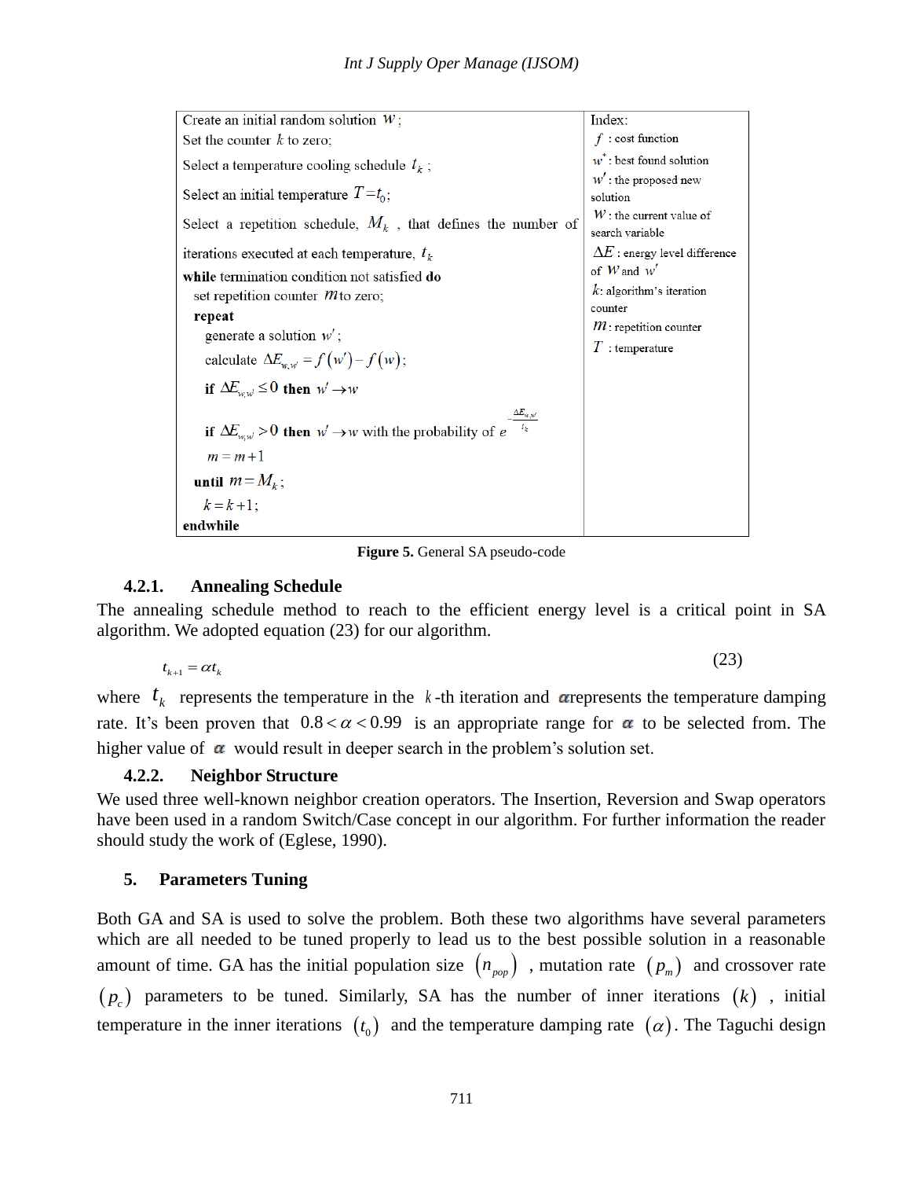| Create an initial random solution $w$;<br>Set the counter $k$ to zero;<br>Select a temperature cooling schedule $t_k$;<br>Select an initial temperature $T=t_0$;<br>Select a repetition schedule, $M_k$, that defines the number of iterations executed at each temperature, $t_k$<br>**while** termination condition not satisfied **do**<br>  set repetition counter $m$ to zero;<br>  **repeat**<br>    generate a solution $w'$;<br>    calculate $\Delta E_{w,w'} = f(w') - f(w)$;<br>    **if** $\Delta E_{w,w'} \leq 0$ **then** $w' \rightarrow w$<br>    **if** $\Delta E_{w,w'} > 0$ **then** $w' \rightarrow w$ with the probability of $e^{-\frac{\Delta E_{w,w'}}{t_k}}$<br>    $m = m+1$<br>  **until** $m = M_k$;<br>    $k = k+1$;<br>**endwhile** | Index:<br>$f$ : cost function<br>$w^*$ : best found solution<br>$w'$ : the proposed new solution<br>$W$ : the current value of search variable<br>$\Delta E$ : energy level difference of $W$ and $w'$<br>$k$: algorithm's iteration counter<br>$m$ : repetition counter<br>$T$ : temperature |
|---|---|

**Figure 5.** General SA pseudo-code

### 4.2.1. Annealing Schedule

The annealing schedule method to reach to the efficient energy level is a critical point in SA algorithm. We adopted equation (23) for our algorithm.

$$t_{k+1} = \alpha t_k \tag{23}$$

where $t_k$ represents the temperature in the $k$-th iteration and $\alpha$ represents the temperature damping rate. It's been proven that $0.8 < \alpha < 0.99$ is an appropriate range for $\alpha$ to be selected from. The higher value of $\alpha$ would result in deeper search in the problem's solution set.

### 4.2.2. Neighbor Structure

We used three well-known neighbor creation operators. The Insertion, Reversion and Swap operators have been used in a random Switch/Case concept in our algorithm. For further information the reader should study the work of (Eglese, 1990).

## 5. Parameters Tuning

Both GA and SA is used to solve the problem. Both these two algorithms have several parameters which are all needed to be tuned properly to lead us to the best possible solution in a reasonable amount of time. GA has the initial population size $(n_{pop})$, mutation rate $(p_m)$ and crossover rate $(p_c)$ parameters to be tuned. Similarly, SA has the number of inner iterations $(k)$, initial temperature in the inner iterations $(t_0)$ and the temperature damping rate $(\alpha)$. The Taguchi design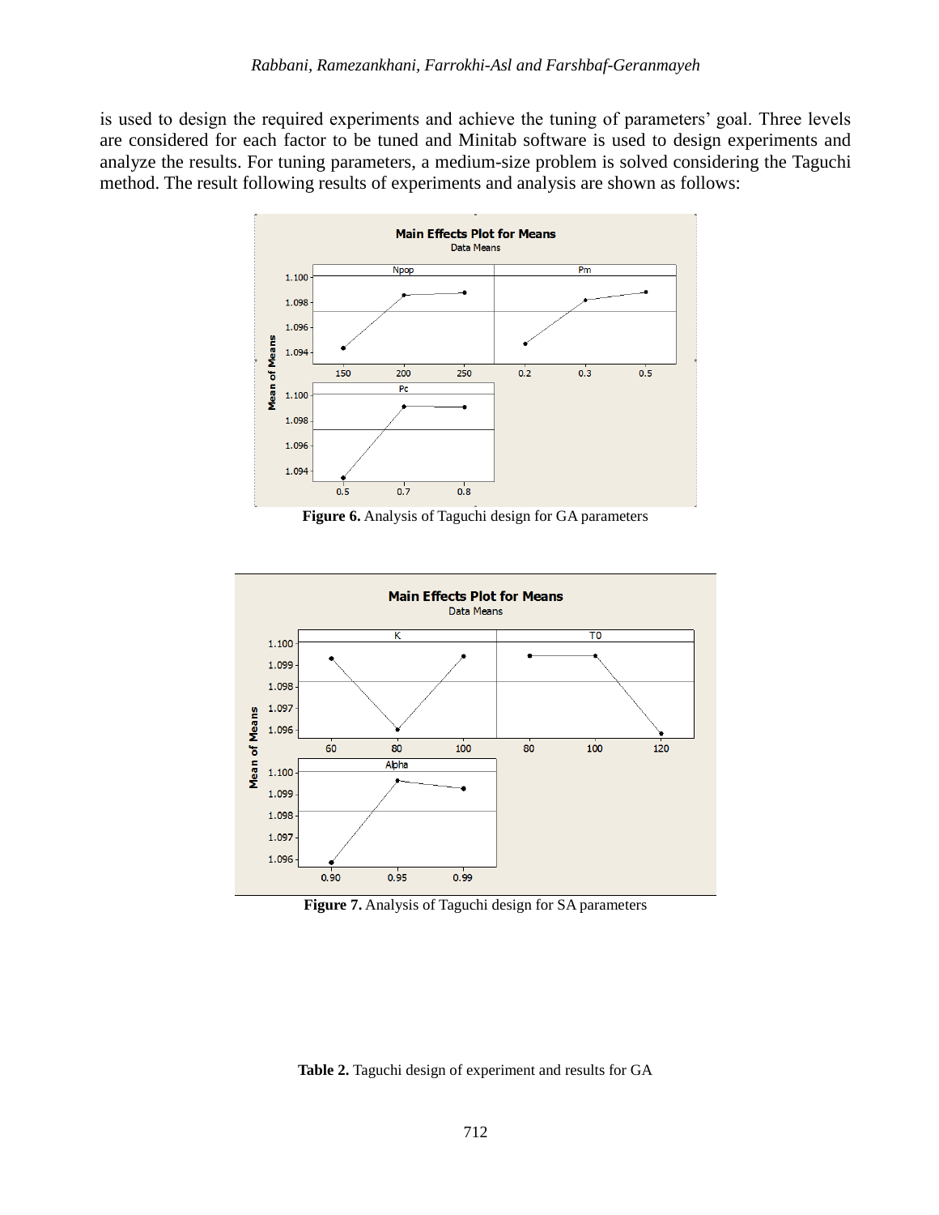is used to design the required experiments and achieve the tuning of parameters' goal. Three levels are considered for each factor to be tuned and Minitab software is used to design experiments and analyze the results. For tuning parameters, a medium-size problem is solved considering the Taguchi method. The result following results of experiments and analysis are shown as follows:

**Figure 6.** Analysis of Taguchi design for GA parameters

**Figure 7.** Analysis of Taguchi design for SA parameters

**Table 2.** Taguchi design of experiment and results for GA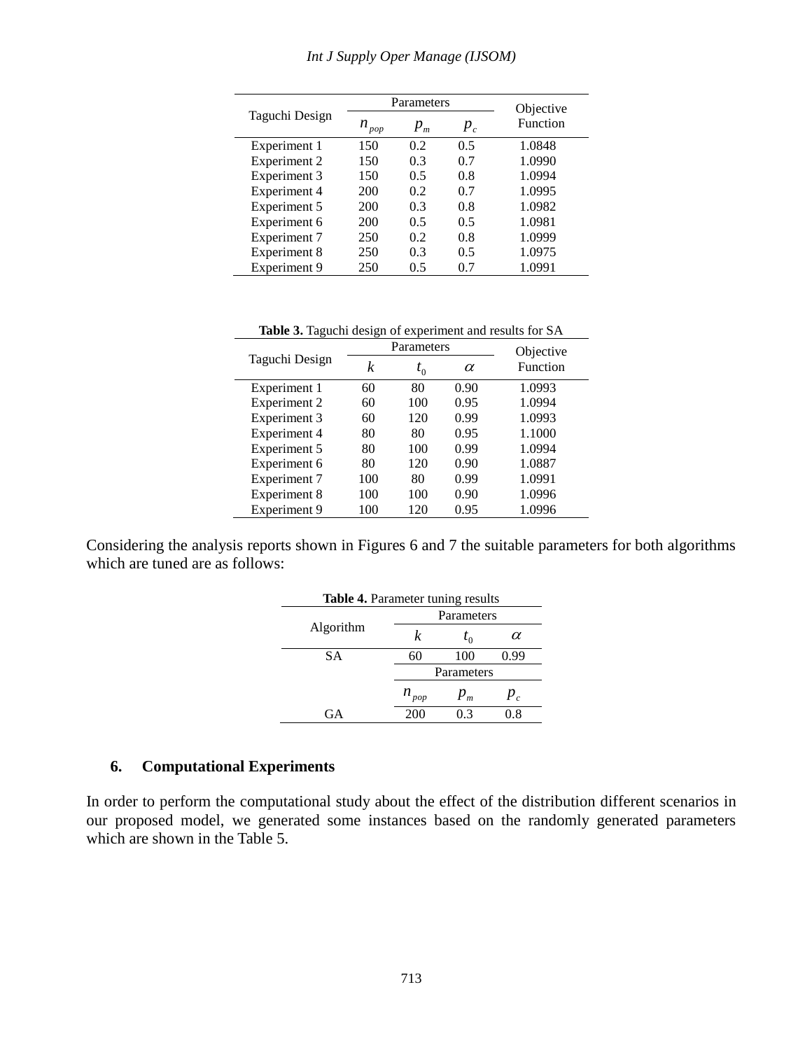| Taguchi Design | Parameters | | | Objective Function |
|---|---|---|---|---|
| | $n_{pop}$ | $p_m$ | $p_c$ | |
| Experiment 1 | 150 | 0.2 | 0.5 | 1.0848 |
| Experiment 2 | 150 | 0.3 | 0.7 | 1.0990 |
| Experiment 3 | 150 | 0.5 | 0.8 | 1.0994 |
| Experiment 4 | 200 | 0.2 | 0.7 | 1.0995 |
| Experiment 5 | 200 | 0.3 | 0.8 | 1.0982 |
| Experiment 6 | 200 | 0.5 | 0.5 | 1.0981 |
| Experiment 7 | 250 | 0.2 | 0.8 | 1.0999 |
| Experiment 8 | 250 | 0.3 | 0.5 | 1.0975 |
| Experiment 9 | 250 | 0.5 | 0.7 | 1.0991 |

**Table 3.** Taguchi design of experiment and results for SA

| Taguchi Design | Parameters | | | Objective Function |
|---|---|---|---|---|
| | $k$ | $t_0$ | $\alpha$ | |
| Experiment 1 | 60 | 80 | 0.90 | 1.0993 |
| Experiment 2 | 60 | 100 | 0.95 | 1.0994 |
| Experiment 3 | 60 | 120 | 0.99 | 1.0993 |
| Experiment 4 | 80 | 80 | 0.95 | 1.1000 |
| Experiment 5 | 80 | 100 | 0.99 | 1.0994 |
| Experiment 6 | 80 | 120 | 0.90 | 1.0887 |
| Experiment 7 | 100 | 80 | 0.99 | 1.0991 |
| Experiment 8 | 100 | 100 | 0.90 | 1.0996 |
| Experiment 9 | 100 | 120 | 0.95 | 1.0996 |

Considering the analysis reports shown in Figures 6 and 7 the suitable parameters for both algorithms which are tuned are as follows:

**Table 4.** Parameter tuning results

| Algorithm | Parameters | | |
|---|---|---|---|
| | $k$ | $t_0$ | $\alpha$ |
| SA | 60 | 100 | 0.99 |
| | Parameters | | |
| | $n_{pop}$ | $p_m$ | $p_c$ |
| GA | 200 | 0.3 | 0.8 |

## 6. Computational Experiments

In order to perform the computational study about the effect of the distribution different scenarios in our proposed model, we generated some instances based on the randomly generated parameters which are shown in the Table 5.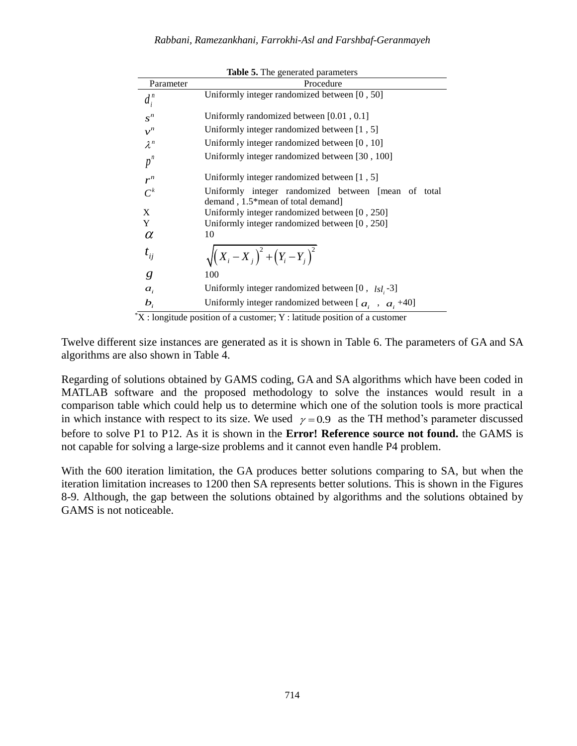**Table 5.** The generated parameters

| Parameter | Procedure |
| --- | --- |
| $d_i^n$ | Uniformly integer randomized between [0 , 50] |
| $s^n$ | Uniformly randomized between [0.01 , 0.1] |
| $v^n$ | Uniformly integer randomized between [1 , 5] |
| $\lambda^n$ | Uniformly integer randomized between [0 , 10] |
| $p^n$ | Uniformly integer randomized between [30 , 100] |
| $r^n$ | Uniformly integer randomized between [1 , 5] |
| $C^k$ | Uniformly integer randomized between [mean of total demand , 1.5*mean of total demand] |
| X | Uniformly integer randomized between [0 , 250] |
| Y | Uniformly integer randomized between [0 , 250] |
| $\alpha$ | 10 |
| $t_{ij}$ | $\sqrt{\left(X_i - X_j\right)^2 + \left(Y_i - Y_j\right)^2}$ |
| $g$ | 100 |
| $a_i$ | Uniformly integer randomized between [0 , $lsl_i$-3] |
| $b_i$ | Uniformly integer randomized between [ $a_i$ , $a_i$ +40] |

*X : longitude position of a customer; Y : latitude position of a customer

Twelve different size instances are generated as it is shown in Table 6. The parameters of GA and SA algorithms are also shown in Table 4.

Regarding of solutions obtained by GAMS coding, GA and SA algorithms which have been coded in MATLAB software and the proposed methodology to solve the instances would result in a comparison table which could help us to determine which one of the solution tools is more practical in which instance with respect to its size. We used $\gamma = 0.9$ as the TH method's parameter discussed before to solve P1 to P12. As it is shown in the **Error! Reference source not found.** the GAMS is not capable for solving a large-size problems and it cannot even handle P4 problem.

With the 600 iteration limitation, the GA produces better solutions comparing to SA, but when the iteration limitation increases to 1200 then SA represents better solutions. This is shown in the Figures 8-9. Although, the gap between the solutions obtained by algorithms and the solutions obtained by GAMS is not noticeable.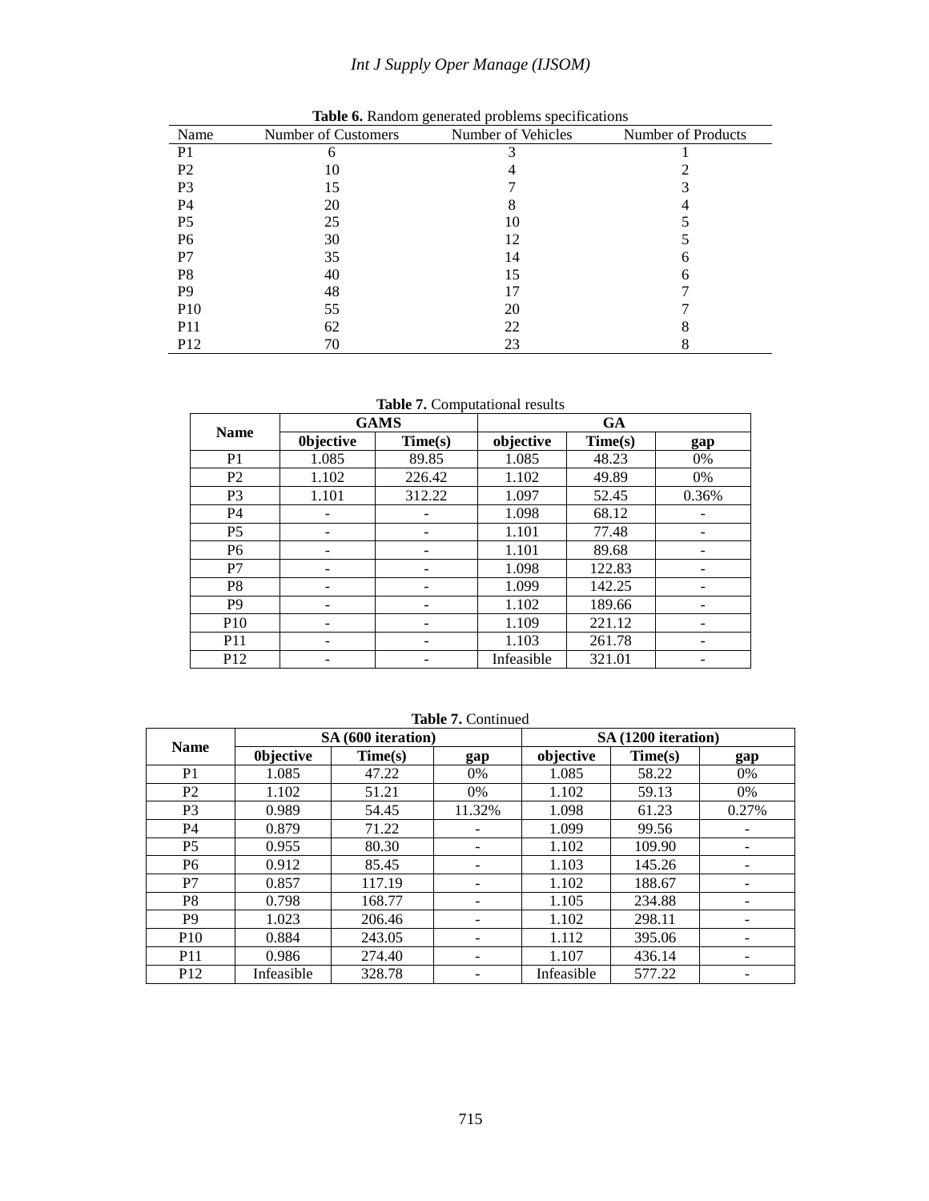**Table 6.** Random generated problems specifications

| Name | Number of Customers | Number of Vehicles | Number of Products |
|---|---|---|---|
| P1 | 6 | 3 | 1 |
| P2 | 10 | 4 | 2 |
| P3 | 15 | 7 | 3 |
| P4 | 20 | 8 | 4 |
| P5 | 25 | 10 | 5 |
| P6 | 30 | 12 | 5 |
| P7 | 35 | 14 | 6 |
| P8 | 40 | 15 | 6 |
| P9 | 48 | 17 | 7 |
| P10 | 55 | 20 | 7 |
| P11 | 62 | 22 | 8 |
| P12 | 70 | 23 | 8 |

**Table 7.** Computational results

| Name | GAMS | | GA | | |
|---|---|---|---|---|---|
| | 0bjective | Time(s) | objective | Time(s) | gap |
| P1 | 1.085 | 89.85 | 1.085 | 48.23 | 0% |
| P2 | 1.102 | 226.42 | 1.102 | 49.89 | 0% |
| P3 | 1.101 | 312.22 | 1.097 | 52.45 | 0.36% |
| P4 | - | - | 1.098 | 68.12 | - |
| P5 | - | - | 1.101 | 77.48 | - |
| P6 | - | - | 1.101 | 89.68 | - |
| P7 | - | - | 1.098 | 122.83 | - |
| P8 | - | - | 1.099 | 142.25 | - |
| P9 | - | - | 1.102 | 189.66 | - |
| P10 | - | - | 1.109 | 221.12 | - |
| P11 | - | - | 1.103 | 261.78 | - |
| P12 | - | - | Infeasible | 321.01 | - |

**Table 7.** Continued

| Name | SA (600 iteration) | | | SA (1200 iteration) | | |
|---|---|---|---|---|---|---|
| | 0bjective | Time(s) | gap | objective | Time(s) | gap |
| P1 | 1.085 | 47.22 | 0% | 1.085 | 58.22 | 0% |
| P2 | 1.102 | 51.21 | 0% | 1.102 | 59.13 | 0% |
| P3 | 0.989 | 54.45 | 11.32% | 1.098 | 61.23 | 0.27% |
| P4 | 0.879 | 71.22 | - | 1.099 | 99.56 | - |
| P5 | 0.955 | 80.30 | - | 1.102 | 109.90 | - |
| P6 | 0.912 | 85.45 | - | 1.103 | 145.26 | - |
| P7 | 0.857 | 117.19 | - | 1.102 | 188.67 | - |
| P8 | 0.798 | 168.77 | - | 1.105 | 234.88 | - |
| P9 | 1.023 | 206.46 | - | 1.102 | 298.11 | - |
| P10 | 0.884 | 243.05 | - | 1.112 | 395.06 | - |
| P11 | 0.986 | 274.40 | - | 1.107 | 436.14 | - |
| P12 | Infeasible | 328.78 | - | Infeasible | 577.22 | - |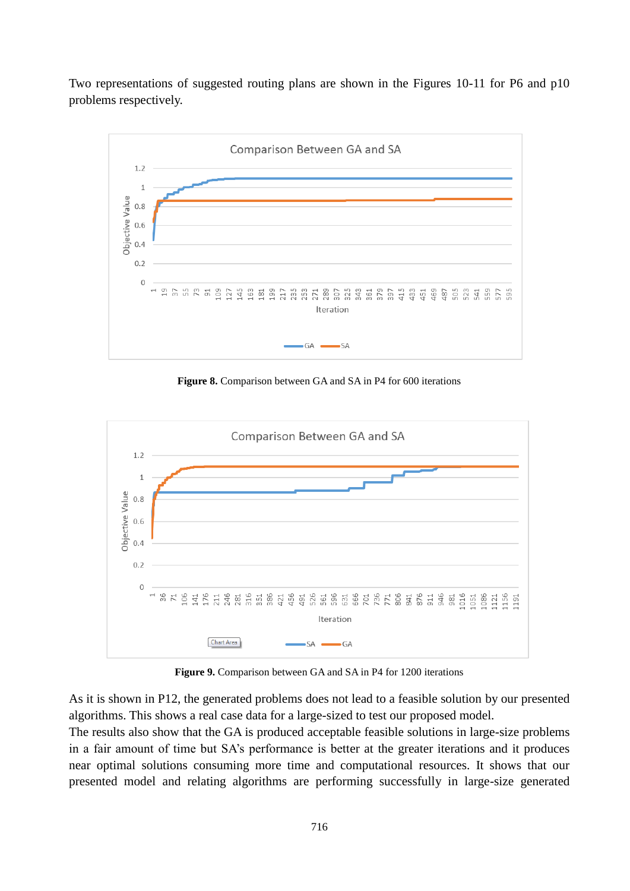Two representations of suggested routing plans are shown in the Figures 10-11 for P6 and p10 problems respectively.

**Figure 8.** Comparison between GA and SA in P4 for 600 iterations

**Figure 9.** Comparison between GA and SA in P4 for 1200 iterations

As it is shown in P12, the generated problems does not lead to a feasible solution by our presented algorithms. This shows a real case data for a large-sized to test our proposed model.

The results also show that the GA is produced acceptable feasible solutions in large-size problems in a fair amount of time but SA's performance is better at the greater iterations and it produces near optimal solutions consuming more time and computational resources. It shows that our presented model and relating algorithms are performing successfully in large-size generated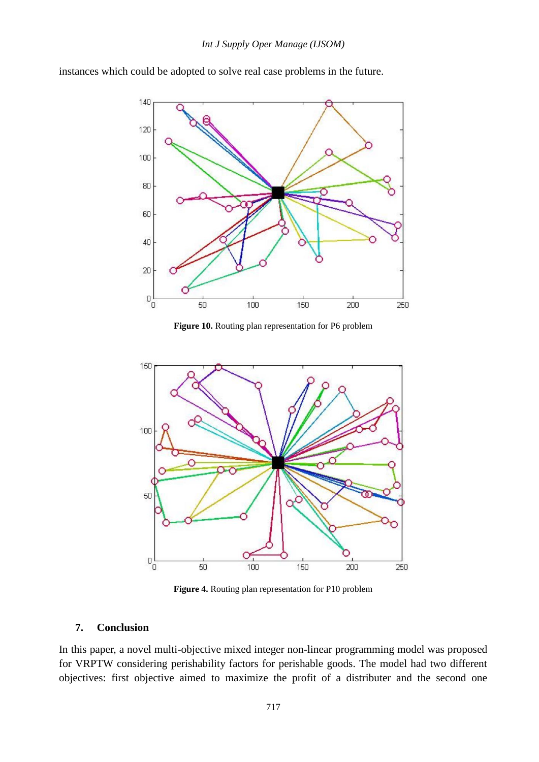instances which could be adopted to solve real case problems in the future.

**Figure 10.** Routing plan representation for P6 problem

**Figure 4.** Routing plan representation for P10 problem

## 7. Conclusion

In this paper, a novel multi-objective mixed integer non-linear programming model was proposed for VRPTW considering perishability factors for perishable goods. The model had two different objectives: first objective aimed to maximize the profit of a distributer and the second one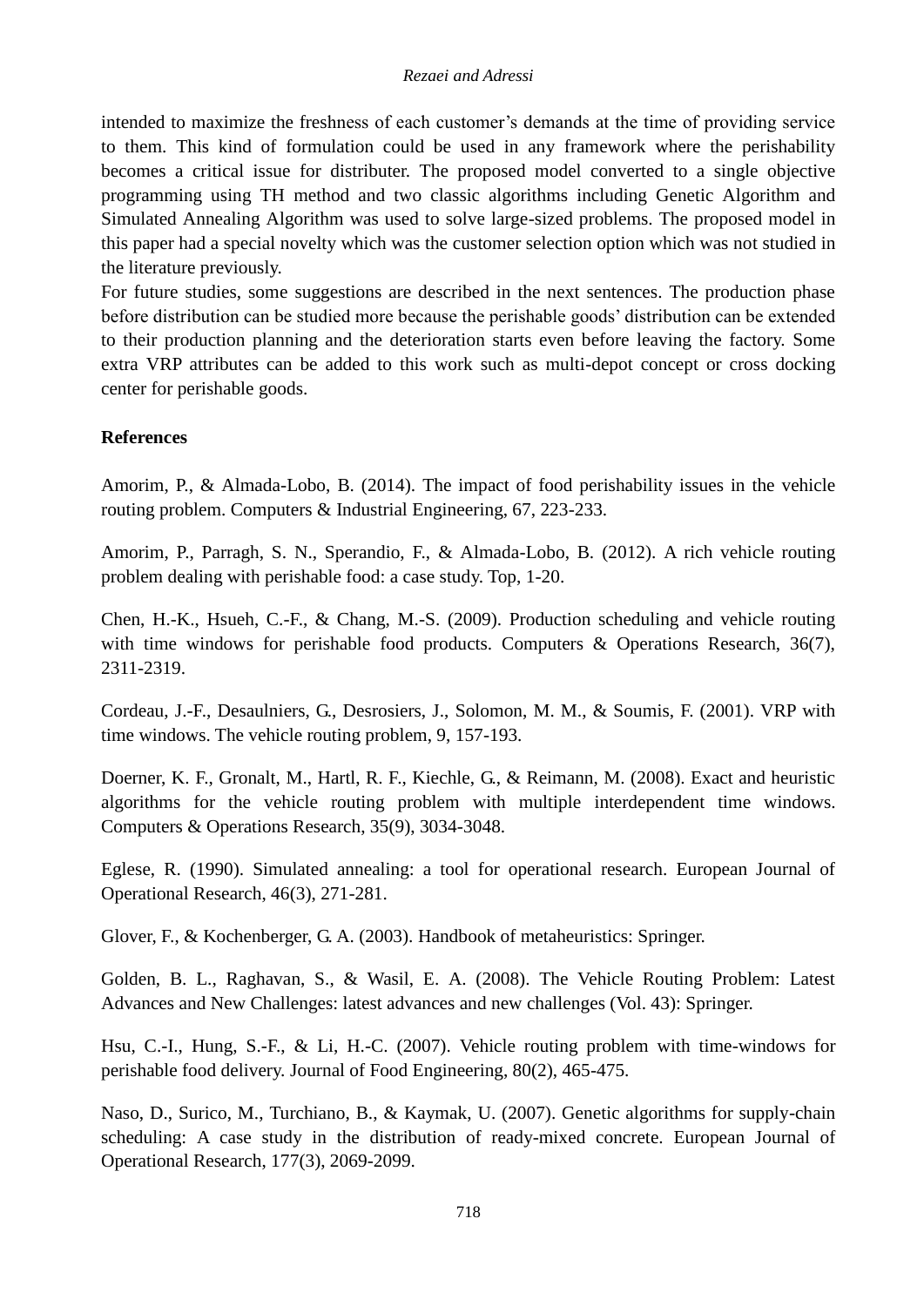intended to maximize the freshness of each customer's demands at the time of providing service to them. This kind of formulation could be used in any framework where the perishability becomes a critical issue for distributer. The proposed model converted to a single objective programming using TH method and two classic algorithms including Genetic Algorithm and Simulated Annealing Algorithm was used to solve large-sized problems. The proposed model in this paper had a special novelty which was the customer selection option which was not studied in the literature previously.

For future studies, some suggestions are described in the next sentences. The production phase before distribution can be studied more because the perishable goods' distribution can be extended to their production planning and the deterioration starts even before leaving the factory. Some extra VRP attributes can be added to this work such as multi-depot concept or cross docking center for perishable goods.

## References

Amorim, P., & Almada-Lobo, B. (2014). The impact of food perishability issues in the vehicle routing problem. Computers & Industrial Engineering, 67, 223-233.

Amorim, P., Parragh, S. N., Sperandio, F., & Almada-Lobo, B. (2012). A rich vehicle routing problem dealing with perishable food: a case study. Top, 1-20.

Chen, H.-K., Hsueh, C.-F., & Chang, M.-S. (2009). Production scheduling and vehicle routing with time windows for perishable food products. Computers & Operations Research, 36(7), 2311-2319.

Cordeau, J.-F., Desaulniers, G., Desrosiers, J., Solomon, M. M., & Soumis, F. (2001). VRP with time windows. The vehicle routing problem, 9, 157-193.

Doerner, K. F., Gronalt, M., Hartl, R. F., Kiechle, G., & Reimann, M. (2008). Exact and heuristic algorithms for the vehicle routing problem with multiple interdependent time windows. Computers & Operations Research, 35(9), 3034-3048.

Eglese, R. (1990). Simulated annealing: a tool for operational research. European Journal of Operational Research, 46(3), 271-281.

Glover, F., & Kochenberger, G. A. (2003). Handbook of metaheuristics: Springer.

Golden, B. L., Raghavan, S., & Wasil, E. A. (2008). The Vehicle Routing Problem: Latest Advances and New Challenges: latest advances and new challenges (Vol. 43): Springer.

Hsu, C.-I., Hung, S.-F., & Li, H.-C. (2007). Vehicle routing problem with time-windows for perishable food delivery. Journal of Food Engineering, 80(2), 465-475.

Naso, D., Surico, M., Turchiano, B., & Kaymak, U. (2007). Genetic algorithms for supply-chain scheduling: A case study in the distribution of ready-mixed concrete. European Journal of Operational Research, 177(3), 2069-2099.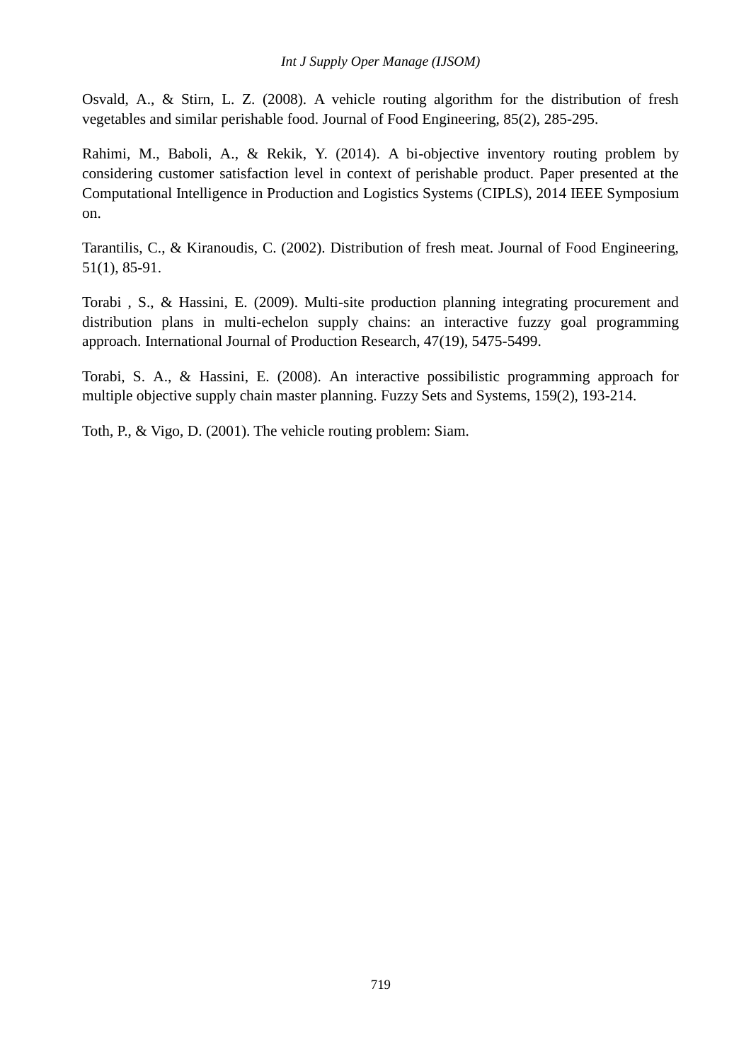Osvald, A., & Stirn, L. Z. (2008). A vehicle routing algorithm for the distribution of fresh vegetables and similar perishable food. Journal of Food Engineering, 85(2), 285-295.

Rahimi, M., Baboli, A., & Rekik, Y. (2014). A bi-objective inventory routing problem by considering customer satisfaction level in context of perishable product. Paper presented at the Computational Intelligence in Production and Logistics Systems (CIPLS), 2014 IEEE Symposium on.

Tarantilis, C., & Kiranoudis, C. (2002). Distribution of fresh meat. Journal of Food Engineering, 51(1), 85-91.

Torabi , S., & Hassini, E. (2009). Multi-site production planning integrating procurement and distribution plans in multi-echelon supply chains: an interactive fuzzy goal programming approach. International Journal of Production Research, 47(19), 5475-5499.

Torabi, S. A., & Hassini, E. (2008). An interactive possibilistic programming approach for multiple objective supply chain master planning. Fuzzy Sets and Systems, 159(2), 193-214.

Toth, P., & Vigo, D. (2001). The vehicle routing problem: Siam.